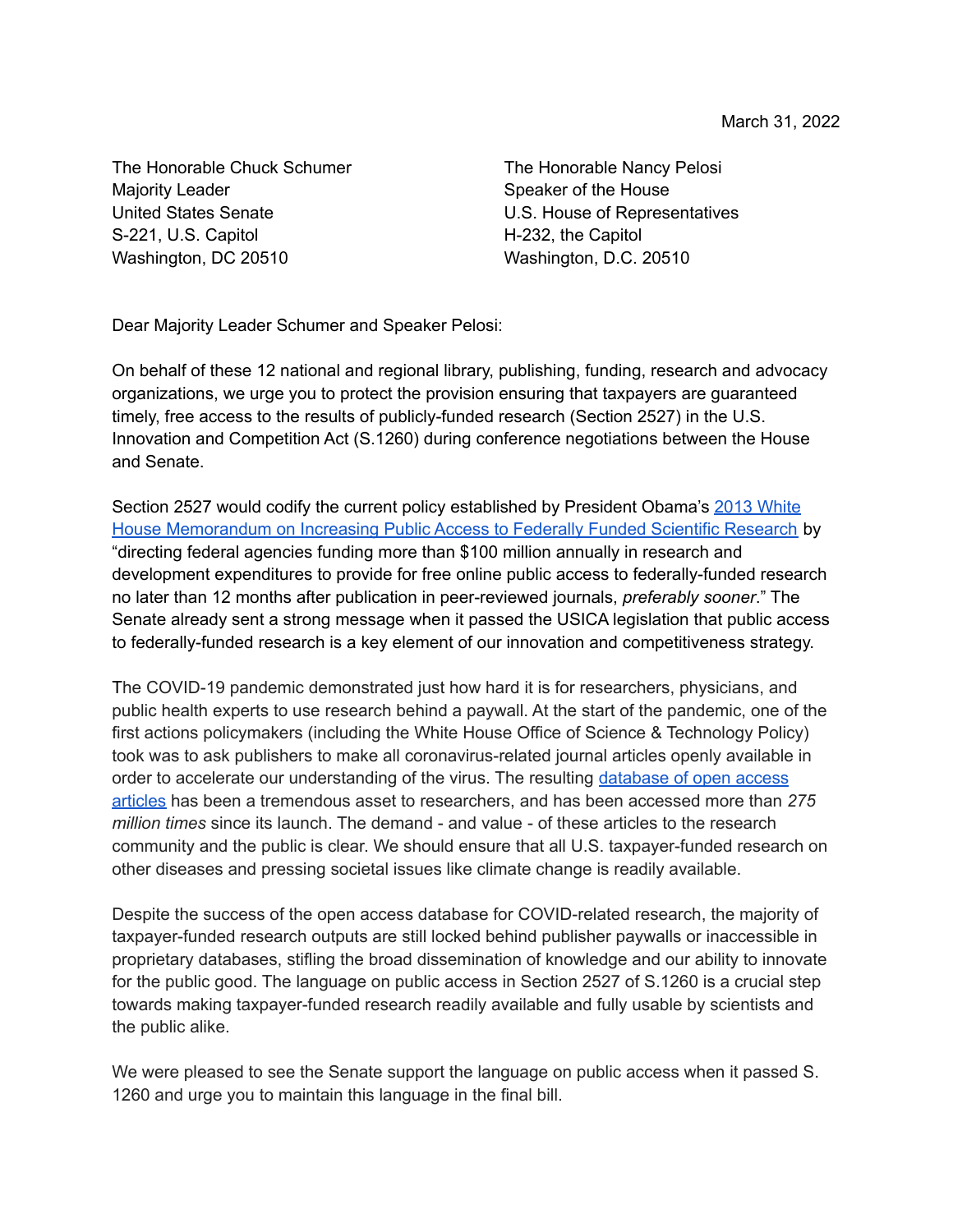March 31, 2022

The Honorable Chuck Schumer
Majority Leader
United States Senate
S-221, U.S. Capitol
Washington, DC 20510

The Honorable Nancy Pelosi
Speaker of the House
U.S. House of Representatives
H-232, the Capitol
Washington, D.C. 20510

Dear Majority Leader Schumer and Speaker Pelosi:

On behalf of these 12 national and regional library, publishing, funding, research and advocacy organizations, we urge you to protect the provision ensuring that taxpayers are guaranteed timely, free access to the results of publicly-funded research (Section 2527) in the U.S. Innovation and Competition Act (S.1260) during conference negotiations between the House and Senate.

Section 2527 would codify the current policy established by President Obama's [2013 White House Memorandum on Increasing Public Access to Federally Funded Scientific Research]() by "directing federal agencies funding more than $100 million annually in research and development expenditures to provide for free online public access to federally-funded research no later than 12 months after publication in peer-reviewed journals, *preferably sooner*." The Senate already sent a strong message when it passed the USICA legislation that public access to federally-funded research is a key element of our innovation and competitiveness strategy.

The COVID-19 pandemic demonstrated just how hard it is for researchers, physicians, and public health experts to use research behind a paywall. At the start of the pandemic, one of the first actions policymakers (including the White House Office of Science & Technology Policy) took was to ask publishers to make all coronavirus-related journal articles openly available in order to accelerate our understanding of the virus. The resulting [database of open access articles]() has been a tremendous asset to researchers, and has been accessed more than *275 million times* since its launch. The demand - and value - of these articles to the research community and the public is clear. We should ensure that all U.S. taxpayer-funded research on other diseases and pressing societal issues like climate change is readily available.

Despite the success of the open access database for COVID-related research, the majority of taxpayer-funded research outputs are still locked behind publisher paywalls or inaccessible in proprietary databases, stifling the broad dissemination of knowledge and our ability to innovate for the public good. The language on public access in Section 2527 of S.1260 is a crucial step towards making taxpayer-funded research readily available and fully usable by scientists and the public alike.

We were pleased to see the Senate support the language on public access when it passed S. 1260 and urge you to maintain this language in the final bill.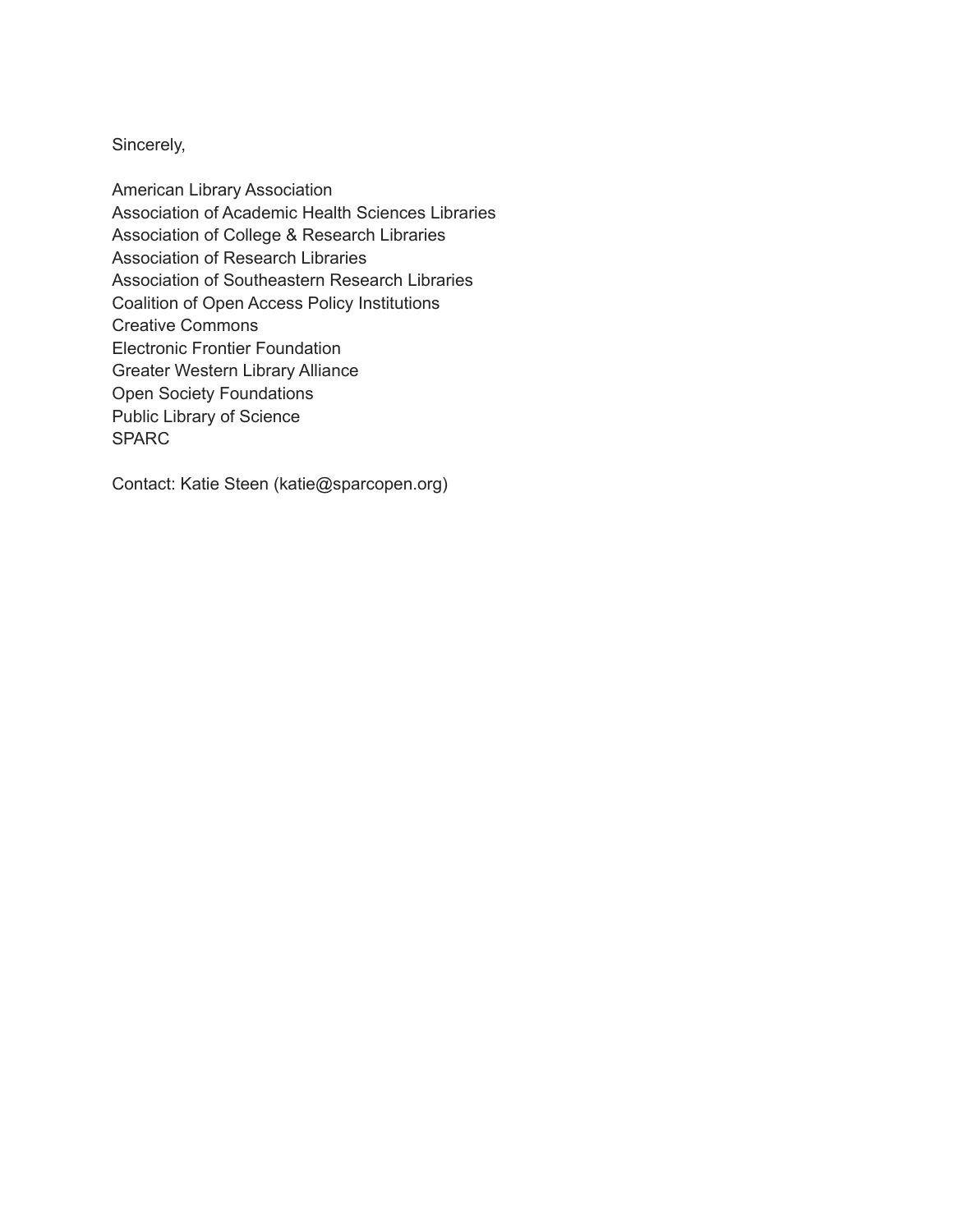Sincerely,

American Library Association
Association of Academic Health Sciences Libraries
Association of College & Research Libraries
Association of Research Libraries
Association of Southeastern Research Libraries
Coalition of Open Access Policy Institutions
Creative Commons
Electronic Frontier Foundation
Greater Western Library Alliance
Open Society Foundations
Public Library of Science
SPARC

Contact: Katie Steen (katie@sparcopen.org)